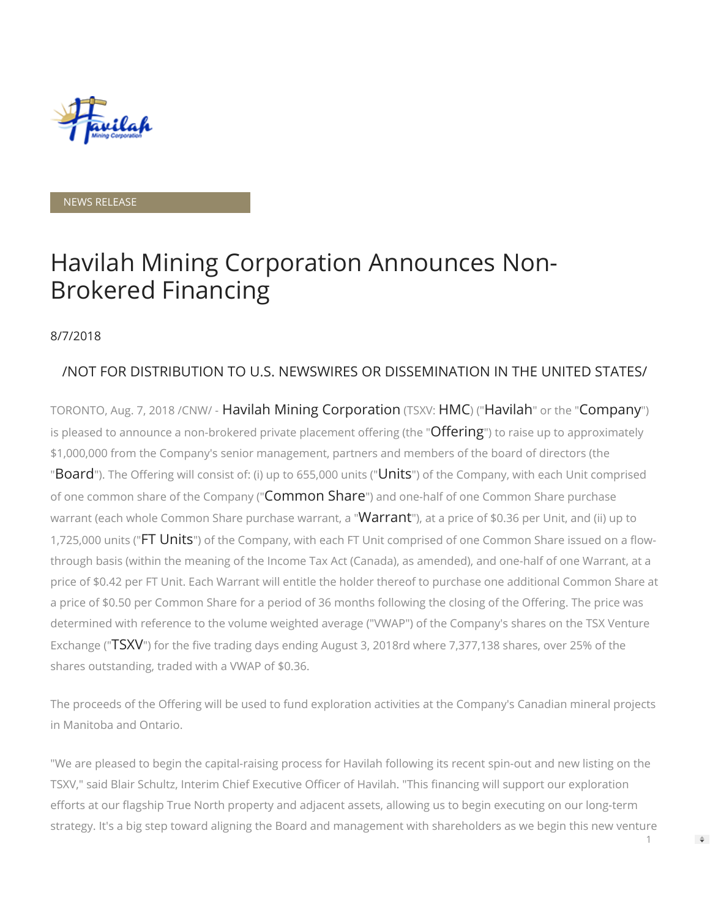NEWS RELEASE

# Havilah Mining Corporation Announces Non-Brokered Financing

8/7/2018

/NOT FOR DISTRIBUTION TO U.S. NEWSWIRES OR DISSEMINATION IN THE UNITED STATES/

TORONTO, Aug. 7, 2018 /CNW/ - Havilah Mining Corporation (TSXV: HMC) ("Havilah" or the "Company") is pleased to announce a non-brokered private placement offering (the "Offering") to raise up to approximately $1,000,000 from the Company's senior management, partners and members of the board of directors (the "Board"). The Offering will consist of: (i) up to 655,000 units ("Units") of the Company, with each Unit comprised of one common share of the Company ("Common Share") and one-half of one Common Share purchase warrant (each whole Common Share purchase warrant, a "Warrant"), at a price of $0.36 per Unit, and (ii) up to 1,725,000 units ("FT Units") of the Company, with each FT Unit comprised of one Common Share issued on a flow-through basis (within the meaning of the Income Tax Act (Canada), as amended), and one-half of one Warrant, at a price of $0.42 per FT Unit. Each Warrant will entitle the holder thereof to purchase one additional Common Share at a price of $0.50 per Common Share for a period of 36 months following the closing of the Offering. The price was determined with reference to the volume weighted average ("VWAP") of the Company's shares on the TSX Venture Exchange ("TSXV") for the five trading days ending August 3, 2018rd where 7,377,138 shares, over 25% of the shares outstanding, traded with a VWAP of $0.36.

The proceeds of the Offering will be used to fund exploration activities at the Company's Canadian mineral projects in Manitoba and Ontario.

"We are pleased to begin the capital-raising process for Havilah following its recent spin-out and new listing on the TSXV," said Blair Schultz, Interim Chief Executive Officer of Havilah. "This financing will support our exploration efforts at our flagship True North property and adjacent assets, allowing us to begin executing on our long-term strategy. It's a big step toward aligning the Board and management with shareholders as we begin this new venture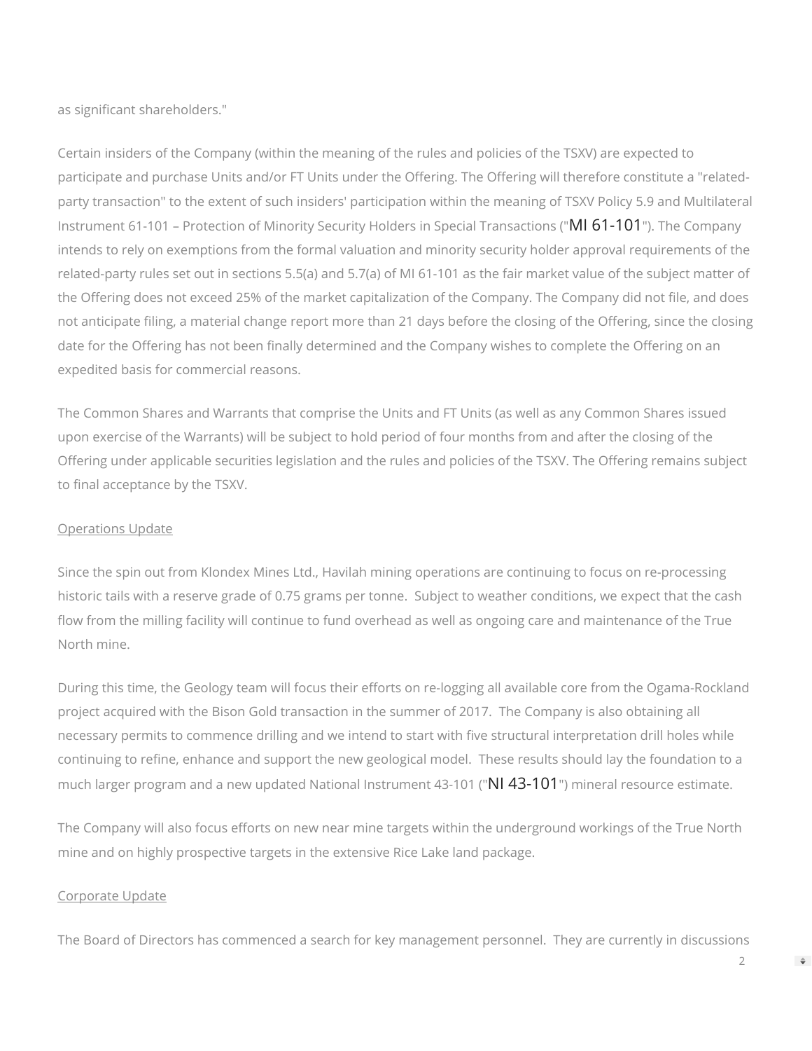as significant shareholders."

Certain insiders of the Company (within the meaning of the rules and policies of the TSXV) are expected to participate and purchase Units and/or FT Units under the Offering. The Offering will therefore constitute a "related-party transaction" to the extent of such insiders' participation within the meaning of TSXV Policy 5.9 and Multilateral Instrument 61-101 – Protection of Minority Security Holders in Special Transactions ("MI 61-101"). The Company intends to rely on exemptions from the formal valuation and minority security holder approval requirements of the related-party rules set out in sections 5.5(a) and 5.7(a) of MI 61-101 as the fair market value of the subject matter of the Offering does not exceed 25% of the market capitalization of the Company. The Company did not file, and does not anticipate filing, a material change report more than 21 days before the closing of the Offering, since the closing date for the Offering has not been finally determined and the Company wishes to complete the Offering on an expedited basis for commercial reasons.

The Common Shares and Warrants that comprise the Units and FT Units (as well as any Common Shares issued upon exercise of the Warrants) will be subject to hold period of four months from and after the closing of the Offering under applicable securities legislation and the rules and policies of the TSXV. The Offering remains subject to final acceptance by the TSXV.

Operations Update

Since the spin out from Klondex Mines Ltd., Havilah mining operations are continuing to focus on re-processing historic tails with a reserve grade of 0.75 grams per tonne. Subject to weather conditions, we expect that the cash flow from the milling facility will continue to fund overhead as well as ongoing care and maintenance of the True North mine.

During this time, the Geology team will focus their efforts on re-logging all available core from the Ogama-Rockland project acquired with the Bison Gold transaction in the summer of 2017. The Company is also obtaining all necessary permits to commence drilling and we intend to start with five structural interpretation drill holes while continuing to refine, enhance and support the new geological model. These results should lay the foundation to a much larger program and a new updated National Instrument 43-101 ("NI 43-101") mineral resource estimate.

The Company will also focus efforts on new near mine targets within the underground workings of the True North mine and on highly prospective targets in the extensive Rice Lake land package.

Corporate Update

The Board of Directors has commenced a search for key management personnel. They are currently in discussions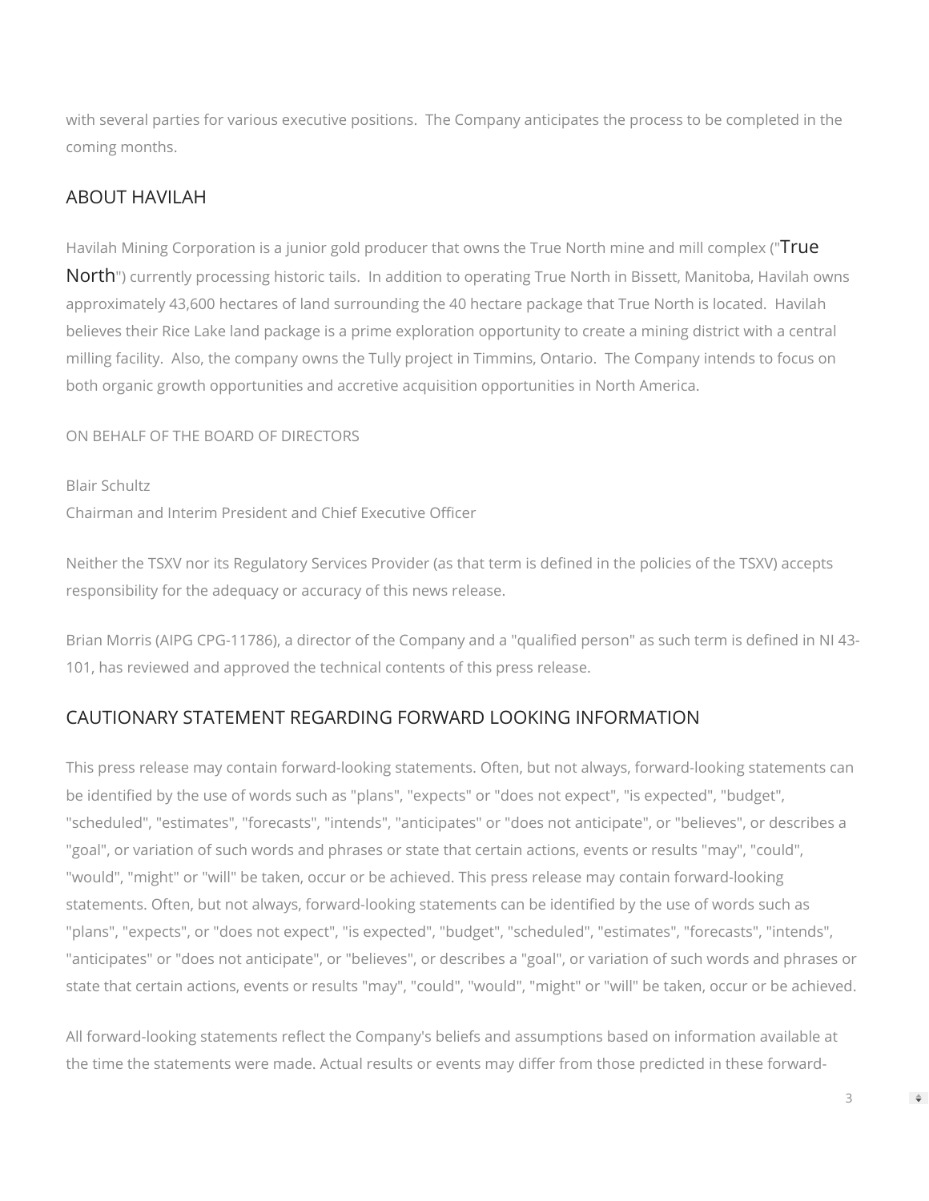with several parties for various executive positions. The Company anticipates the process to be completed in the coming months.

## ABOUT HAVILAH

Havilah Mining Corporation is a junior gold producer that owns the True North mine and mill complex ("True North") currently processing historic tails. In addition to operating True North in Bissett, Manitoba, Havilah owns approximately 43,600 hectares of land surrounding the 40 hectare package that True North is located. Havilah believes their Rice Lake land package is a prime exploration opportunity to create a mining district with a central milling facility. Also, the company owns the Tully project in Timmins, Ontario. The Company intends to focus on both organic growth opportunities and accretive acquisition opportunities in North America.

ON BEHALF OF THE BOARD OF DIRECTORS

Blair Schultz
Chairman and Interim President and Chief Executive Officer

Neither the TSXV nor its Regulatory Services Provider (as that term is defined in the policies of the TSXV) accepts responsibility for the adequacy or accuracy of this news release.

Brian Morris (AIPG CPG-11786), a director of the Company and a "qualified person" as such term is defined in NI 43-101, has reviewed and approved the technical contents of this press release.

## CAUTIONARY STATEMENT REGARDING FORWARD LOOKING INFORMATION

This press release may contain forward-looking statements. Often, but not always, forward-looking statements can be identified by the use of words such as "plans", "expects" or "does not expect", "is expected", "budget", "scheduled", "estimates", "forecasts", "intends", "anticipates" or "does not anticipate", or "believes", or describes a "goal", or variation of such words and phrases or state that certain actions, events or results "may", "could", "would", "might" or "will" be taken, occur or be achieved. This press release may contain forward-looking statements. Often, but not always, forward-looking statements can be identified by the use of words such as "plans", "expects", or "does not expect", "is expected", "budget", "scheduled", "estimates", "forecasts", "intends", "anticipates" or "does not anticipate", or "believes", or describes a "goal", or variation of such words and phrases or state that certain actions, events or results "may", "could", "would", "might" or "will" be taken, occur or be achieved.

All forward-looking statements reflect the Company's beliefs and assumptions based on information available at the time the statements were made. Actual results or events may differ from those predicted in these forward-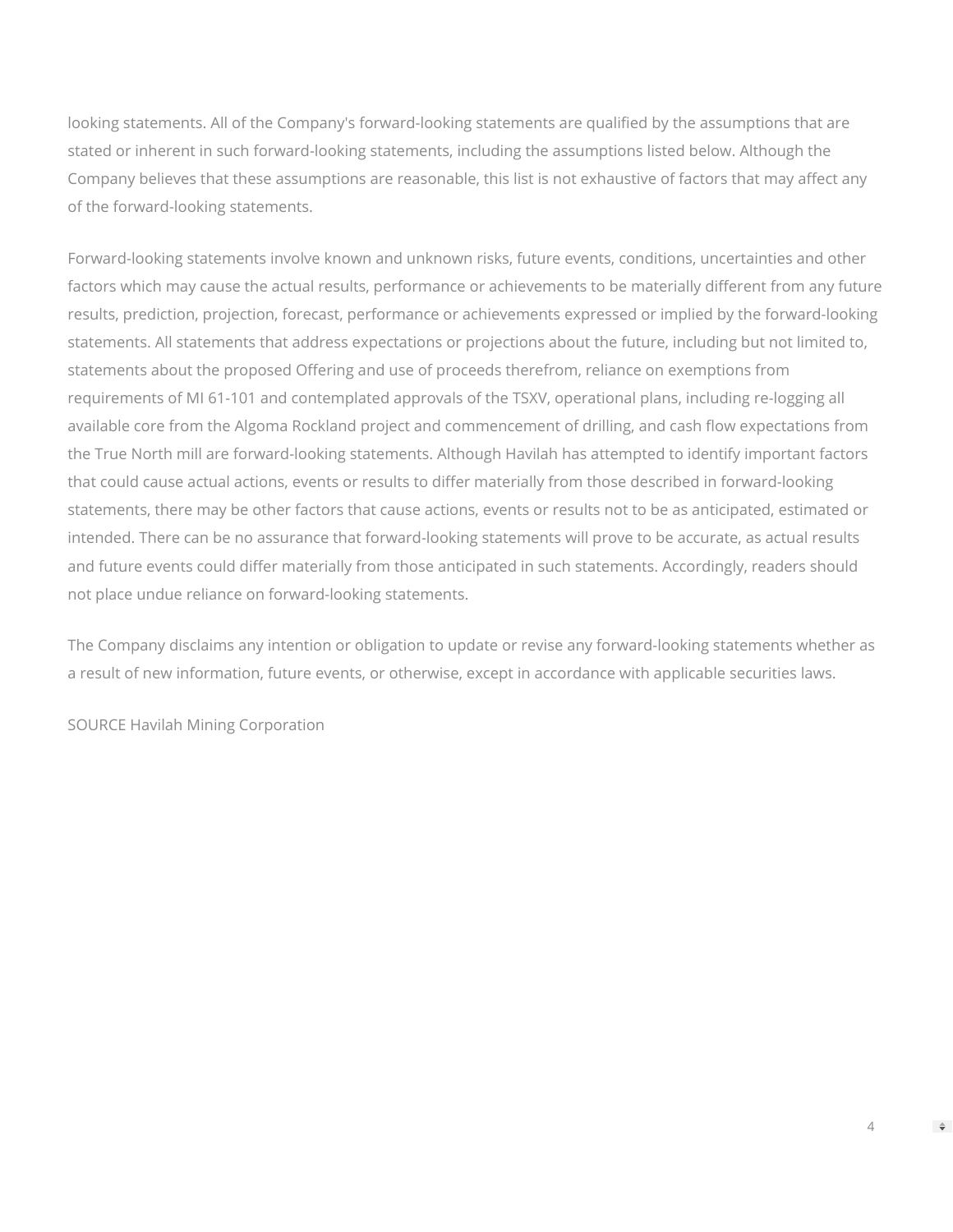looking statements. All of the Company's forward-looking statements are qualified by the assumptions that are stated or inherent in such forward-looking statements, including the assumptions listed below. Although the Company believes that these assumptions are reasonable, this list is not exhaustive of factors that may affect any of the forward-looking statements.

Forward-looking statements involve known and unknown risks, future events, conditions, uncertainties and other factors which may cause the actual results, performance or achievements to be materially different from any future results, prediction, projection, forecast, performance or achievements expressed or implied by the forward-looking statements. All statements that address expectations or projections about the future, including but not limited to, statements about the proposed Offering and use of proceeds therefrom, reliance on exemptions from requirements of MI 61-101 and contemplated approvals of the TSXV, operational plans, including re-logging all available core from the Algoma Rockland project and commencement of drilling, and cash flow expectations from the True North mill are forward-looking statements. Although Havilah has attempted to identify important factors that could cause actual actions, events or results to differ materially from those described in forward-looking statements, there may be other factors that cause actions, events or results not to be as anticipated, estimated or intended. There can be no assurance that forward-looking statements will prove to be accurate, as actual results and future events could differ materially from those anticipated in such statements. Accordingly, readers should not place undue reliance on forward-looking statements.

The Company disclaims any intention or obligation to update or revise any forward-looking statements whether as a result of new information, future events, or otherwise, except in accordance with applicable securities laws.

SOURCE Havilah Mining Corporation